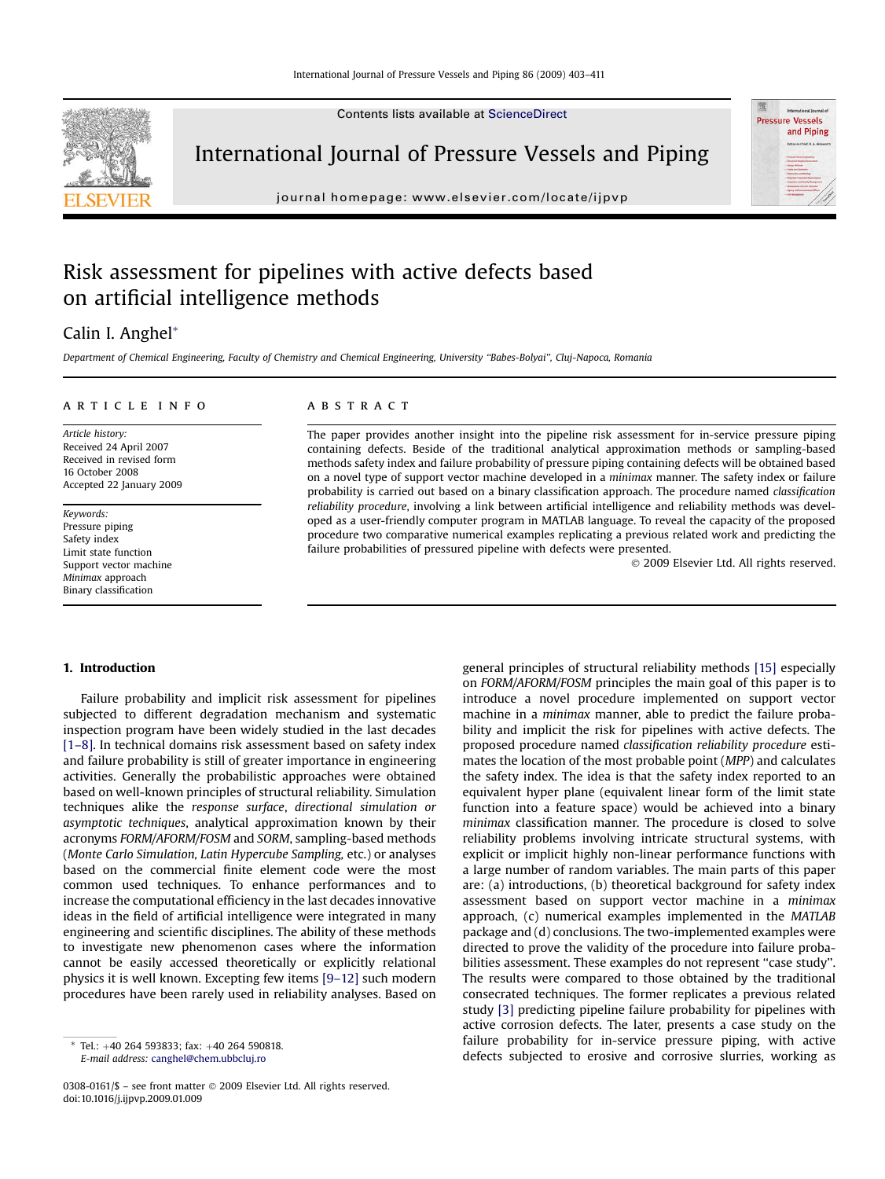# Risk assessment for pipelines with active defects based on artificial intelligence methods

Calin I. Anghel*

Department of Chemical Engineering, Faculty of Chemistry and Chemical Engineering, University "Babes-Bolyai", Cluj-Napoca, Romania

**ARTICLE INFO**

*Article history:*
Received 24 April 2007
Received in revised form
16 October 2008
Accepted 22 January 2009

*Keywords:*
Pressure piping
Safety index
Limit state function
Support vector machine
*Minimax* approach
Binary classification

**ABSTRACT**

The paper provides another insight into the pipeline risk assessment for in-service pressure piping containing defects. Beside of the traditional analytical approximation methods or sampling-based methods safety index and failure probability of pressure piping containing defects will be obtained based on a novel type of support vector machine developed in a *minimax* manner. The safety index or failure probability is carried out based on a binary classification approach. The procedure named *classification reliability procedure*, involving a link between artificial intelligence and reliability methods was developed as a user-friendly computer program in MATLAB language. To reveal the capacity of the proposed procedure two comparative numerical examples replicating a previous related work and predicting the failure probabilities of pressured pipeline with defects were presented.

© 2009 Elsevier Ltd. All rights reserved.

## 1. Introduction

Failure probability and implicit risk assessment for pipelines subjected to different degradation mechanism and systematic inspection program have been widely studied in the last decades [1–8]. In technical domains risk assessment based on safety index and failure probability is still of greater importance in engineering activities. Generally the probabilistic approaches were obtained based on well-known principles of structural reliability. Simulation techniques alike the *response surface*, *directional simulation or asymptotic techniques*, analytical approximation known by their acronyms *FORM/AFORM/FOSM* and *SORM*, sampling-based methods (*Monte Carlo Simulation, Latin Hypercube Sampling,* etc.) or analyses based on the commercial finite element code were the most common used techniques. To enhance performances and to increase the computational efficiency in the last decades innovative ideas in the field of artificial intelligence were integrated in many engineering and scientific disciplines. The ability of these methods to investigate new phenomenon cases where the information cannot be easily accessed theoretically or explicitly relational physics it is well known. Excepting few items [9–12] such modern procedures have been rarely used in reliability analyses. Based on general principles of structural reliability methods [15] especially on *FORM/AFORM/FOSM* principles the main goal of this paper is to introduce a novel procedure implemented on support vector machine in a *minimax* manner, able to predict the failure probability and implicit the risk for pipelines with active defects. The proposed procedure named *classification reliability procedure* estimates the location of the most probable point (*MPP*) and calculates the safety index. The idea is that the safety index reported to an equivalent hyper plane (equivalent linear form of the limit state function into a feature space) would be achieved into a binary *minimax* classification manner. The procedure is closed to solve reliability problems involving intricate structural systems, with explicit or implicit highly non-linear performance functions with a large number of random variables. The main parts of this paper are: (a) introductions, (b) theoretical background for safety index assessment based on support vector machine in a *minimax* approach, (c) numerical examples implemented in the *MATLAB* package and (d) conclusions. The two-implemented examples were directed to prove the validity of the procedure into failure probabilities assessment. These examples do not represent "case study". The results were compared to those obtained by the traditional consecrated techniques. The former replicates a previous related study [3] predicting pipeline failure probability for pipelines with active corrosion defects. The later, presents a case study on the failure probability for in-service pressure piping, with active defects subjected to erosive and corrosive slurries, working as

---

* Tel.: +40 264 593833; fax: +40 264 590818.
E-mail address: canghel@chem.ubbcluj.ro

0308-0161/$ – see front matter © 2009 Elsevier Ltd. All rights reserved.
doi:10.1016/j.ijpvp.2009.01.009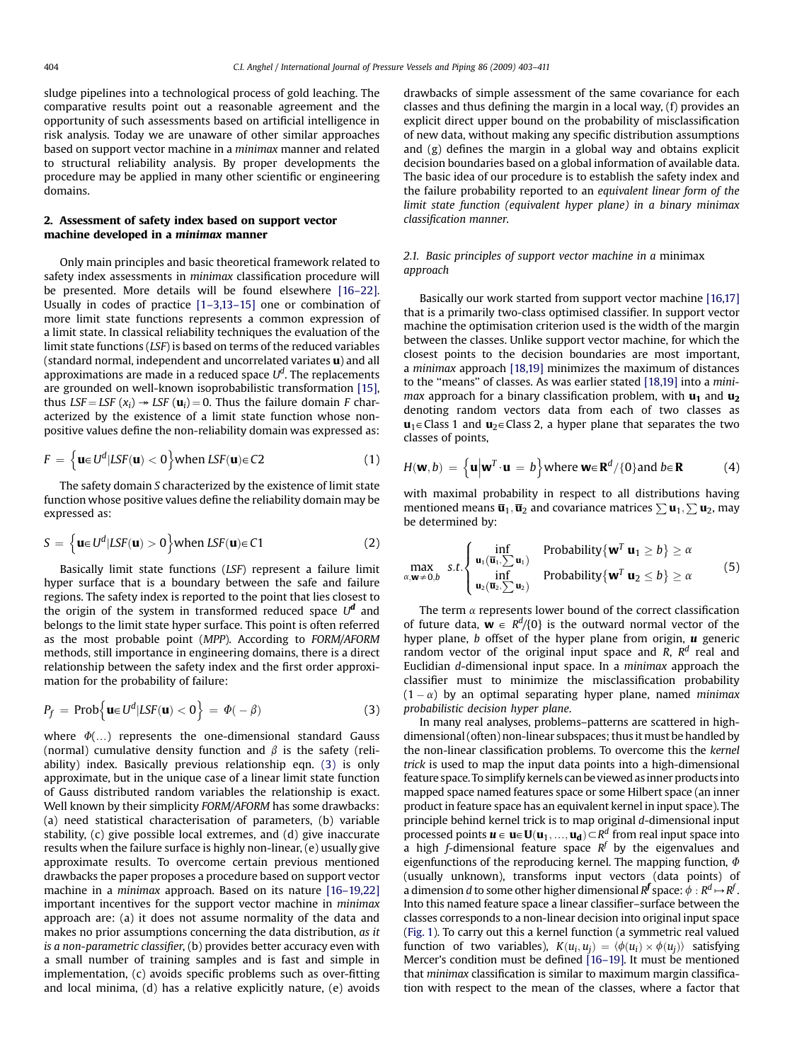sludge pipelines into a technological process of gold leaching. The comparative results point out a reasonable agreement and the opportunity of such assessments based on artificial intelligence in risk analysis. Today we are unaware of other similar approaches based on support vector machine in a *minimax* manner and related to structural reliability analysis. By proper developments the procedure may be applied in many other scientific or engineering domains.

## 2. Assessment of safety index based on support vector machine developed in a *minimax* manner

Only main principles and basic theoretical framework related to safety index assessments in *minimax* classification procedure will be presented. More details will be found elsewhere [16–22]. Usually in codes of practice [1–3,13–15] one or combination of more limit state functions represents a common expression of a limit state. In classical reliability techniques the evaluation of the limit state functions (*LSF*) is based on terms of the reduced variables (standard normal, independent and uncorrelated variates $\mathbf{u}$) and all approximations are made in a reduced space $U^d$. The replacements are grounded on well-known isoprobabilistic transformation [15], thus $LSF = LSF\,(x_i) \twoheadrightarrow LSF\,(\mathbf{u}_i) = 0$. Thus the failure domain *F* characterized by the existence of a limit state function whose non-positive values define the non-reliability domain was expressed as:

$$F = \left\{\mathbf{u}\in U^d | LSF(\mathbf{u}) < 0\right\} \text{when } LSF(\mathbf{u}) \in C2 \tag{1}$$

The safety domain *S* characterized by the existence of limit state function whose positive values define the reliability domain may be expressed as:

$$S = \left\{\mathbf{u}\in U^d | LSF(\mathbf{u}) > 0\right\} \text{when } LSF(\mathbf{u}) \in C1 \tag{2}$$

Basically limit state functions (*LSF*) represent a failure limit hyper surface that is a boundary between the safe and failure regions. The safety index is reported to the point that lies closest to the origin of the system in transformed reduced space $U^{\mathbf{d}}$ and belongs to the limit state hyper surface. This point is often referred as the most probable point (*MPP*). According to *FORM/AFORM* methods, still importance in engineering domains, there is a direct relationship between the safety index and the first order approximation for the probability of failure:

$$P_f = \text{Prob}\left\{\mathbf{u}\in U^d | LSF(\mathbf{u}) < 0\right\} = \Phi(-\beta) \tag{3}$$

where $\Phi(\ldots)$ represents the one-dimensional standard Gauss (normal) cumulative density function and $\beta$ is the safety (reliability) index. Basically previous relationship eqn. (3) is only approximate, but in the unique case of a linear limit state function of Gauss distributed random variables the relationship is exact. Well known by their simplicity *FORM/AFORM* has some drawbacks: (a) need statistical characterisation of parameters, (b) variable stability, (c) give possible local extremes, and (d) give inaccurate results when the failure surface is highly non-linear, (e) usually give approximate results. To overcome certain previous mentioned drawbacks the paper proposes a procedure based on support vector machine in a *minimax* approach. Based on its nature [16–19,22] important incentives for the support vector machine in *minimax* approach are: (a) it does not assume normality of the data and makes no prior assumptions concerning the data distribution, *as it is a non-parametric classifier*, (b) provides better accuracy even with a small number of training samples and is fast and simple in implementation, (c) avoids specific problems such as over-fitting and local minima, (d) has a relative explicitly nature, (e) avoids drawbacks of simple assessment of the same covariance for each classes and thus defining the margin in a local way, (f) provides an explicit direct upper bound on the probability of misclassification of new data, without making any specific distribution assumptions and (g) defines the margin in a global way and obtains explicit decision boundaries based on a global information of available data. The basic idea of our procedure is to establish the safety index and the failure probability reported to an *equivalent linear form of the limit state function (equivalent hyper plane) in a binary minimax classification manner.*

### 2.1. Basic principles of support vector machine in a *minimax* approach

Basically our work started from support vector machine [16,17] that is a primarily two-class optimised classifier. In support vector machine the optimisation criterion used is the width of the margin between the classes. Unlike support vector machine, for which the closest points to the decision boundaries are most important, a *minimax* approach [18,19] minimizes the maximum of distances to the "means" of classes. As was earlier stated [18,19] into a *minimax* approach for a binary classification problem, with $\mathbf{u_1}$ and $\mathbf{u_2}$ denoting random vectors data from each of two classes as $\mathbf{u}_1\in$ Class 1 and $\mathbf{u}_2\in$ Class 2, a hyper plane that separates the two classes of points,

$$H(\mathbf{w}, b) = \left\{\mathbf{u} \middle| \mathbf{w}^T \cdot \mathbf{u} = b\right\} \text{where } \mathbf{w}\in \mathbf{R}^d/\{0\} \text{and } b\in \mathbf{R} \tag{4}$$

with maximal probability in respect to all distributions having mentioned means $\bar{\mathbf{u}}_1, \bar{\mathbf{u}}_2$ and covariance matrices $\sum \mathbf{u}_1, \sum \mathbf{u}_2$, may be determined by:

$$\max_{\alpha, \mathbf{w}\neq 0, b} \quad s.t. \begin{cases} \inf\limits_{\mathbf{u}_1(\bar{\mathbf{u}}_1, \sum \mathbf{u}_1)} & \text{Probability}\{\mathbf{w}^T\, \mathbf{u}_1 \geq b\} \geq \alpha \\ \inf\limits_{\mathbf{u}_2(\bar{\mathbf{u}}_2, \sum \mathbf{u}_2)} & \text{Probability}\{\mathbf{w}^T\, \mathbf{u}_2 \leq b\} \geq \alpha \end{cases} \tag{5}$$

The term $\alpha$ represents lower bound of the correct classification of future data, $\mathbf{w} \in R^d/\{0\}$ is the outward normal vector of the hyper plane, $b$ offset of the hyper plane from origin, $\boldsymbol{u}$ generic random vector of the original input space and $R$, $R^d$ real and Euclidian $d$-dimensional input space. In a *minimax* approach the classifier must to minimize the misclassification probability $(1-\alpha)$ by an optimal separating hyper plane, named *minimax probabilistic decision hyper plane*.

In many real analyses, problems–patterns are scattered in high-dimensional (often) non-linear subspaces; thus it must be handled by the non-linear classification problems. To overcome this the *kernel trick* is used to map the input data points into a high-dimensional feature space. To simplify kernels can be viewed as inner products into mapped space named features space or some Hilbert space (an inner product in feature space has an equivalent kernel in input space). The principle behind kernel trick is to map original $d$-dimensional input processed points $\boldsymbol{u} \in \mathbf{u}\in\mathbf{U}(\mathbf{u}_1, \ldots, \mathbf{u_d})\subset R^d$ from real input space into a high $f$-dimensional feature space $R^f$ by the eigenvalues and eigenfunctions of the reproducing kernel. The mapping function, $\Phi$ (usually unknown), transforms input vectors (data points) of a dimension $d$ to some other higher dimensional $R^{\boldsymbol{f}}$ space: $\phi : R^d \mapsto R^f$. Into this named feature space a linear classifier–surface between the classes corresponds to a non-linear decision into original input space (Fig. 1). To carry out this a kernel function (a symmetric real valued function of two variables), $K(u_i, u_j) = \langle \phi(u_i) \times \phi(u_j)\rangle$ satisfying Mercer's condition must be defined [16–19]. It must be mentioned that *minimax* classification is similar to maximum margin classification with respect to the mean of the classes, where a factor that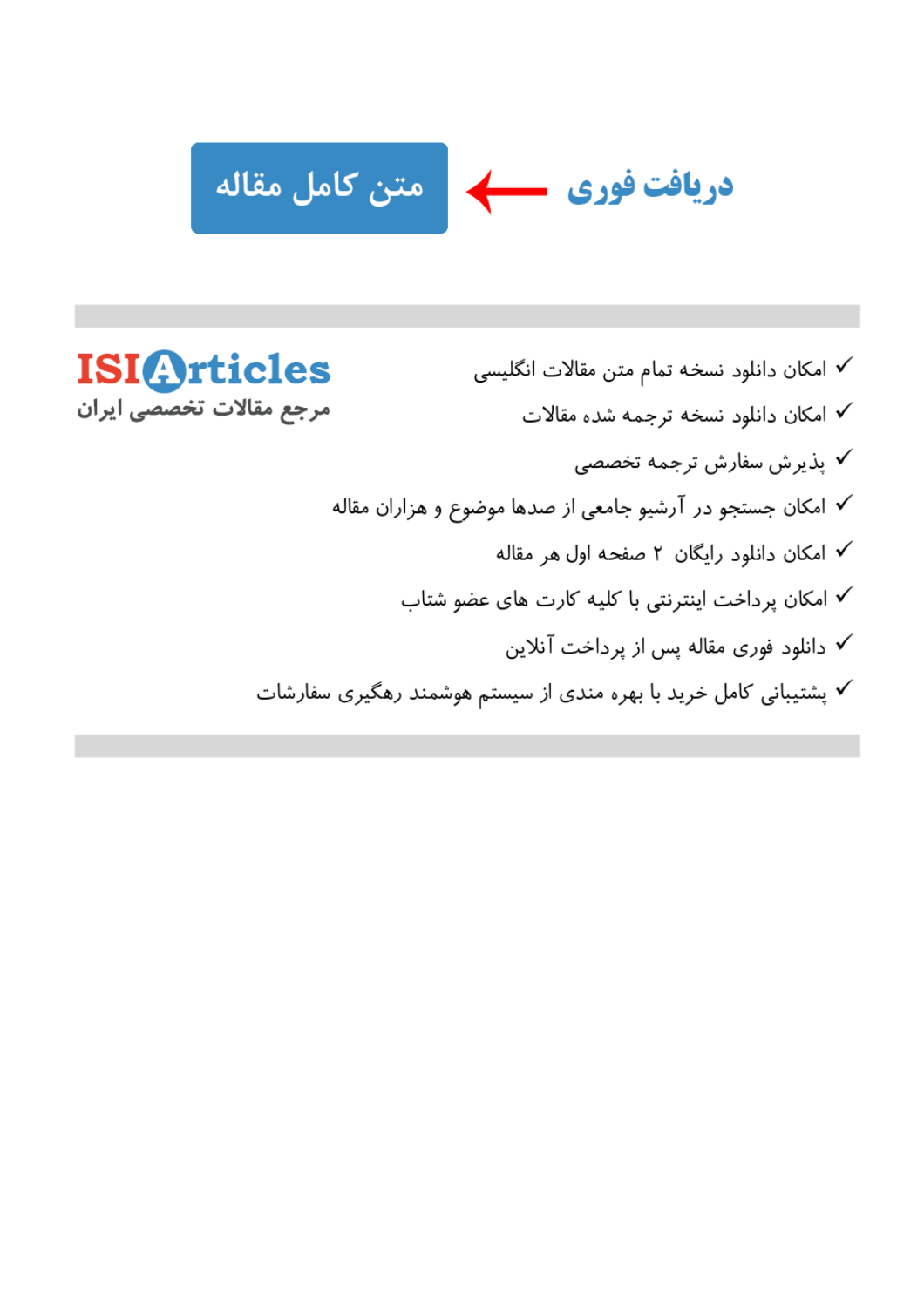دریافت فوری ← متن کامل مقاله

ISIArticles
مرجع مقالات تخصصی ایران

- ✓ امکان دانلود نسخه تمام متن مقالات انگلیسی
- ✓ امکان دانلود نسخه ترجمه شده مقالات
- ✓ پذیرش سفارش ترجمه تخصصی
- ✓ امکان جستجو در آرشیو جامعی از صدها موضوع و هزاران مقاله
- ✓ امکان دانلود رایگان ۲ صفحه اول هر مقاله
- ✓ امکان پرداخت اینترنتی با کلیه کارت های عضو شتاب
- ✓ دانلود فوری مقاله پس از پرداخت آنلاین
- ✓ پشتیبانی کامل خرید با بهره مندی از سیستم هوشمند رهگیری سفارشات